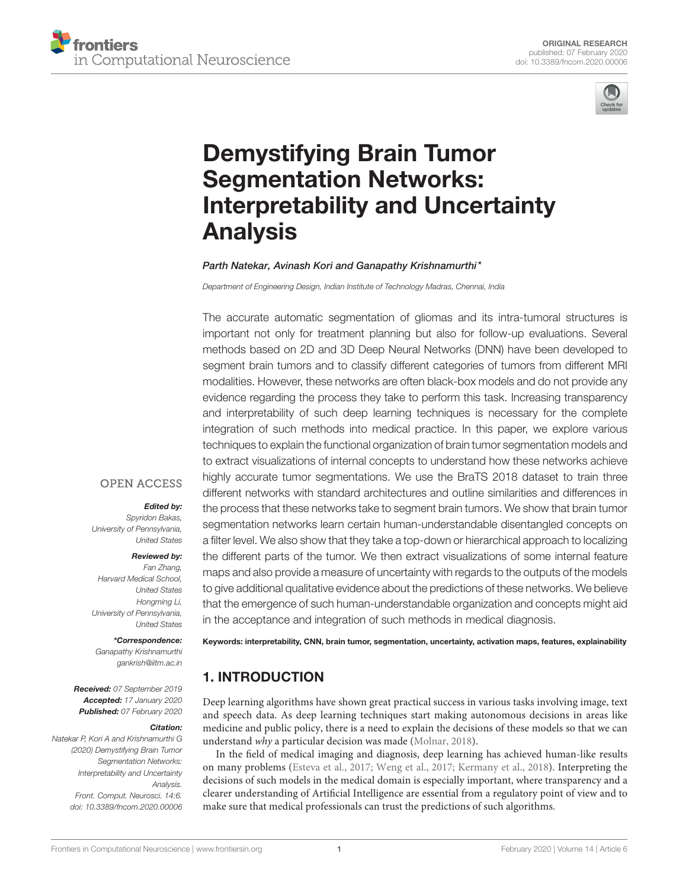ORIGINAL RESEARCH
published: 07 February 2020
doi: 10.3389/fncom.2020.00006

# Demystifying Brain Tumor Segmentation Networks: Interpretability and Uncertainty Analysis

*Parth Natekar, Avinash Kori and Ganapathy Krishnamurthi**

*Department of Engineering Design, Indian Institute of Technology Madras, Chennai, India*

The accurate automatic segmentation of gliomas and its intra-tumoral structures is important not only for treatment planning but also for follow-up evaluations. Several methods based on 2D and 3D Deep Neural Networks (DNN) have been developed to segment brain tumors and to classify different categories of tumors from different MRI modalities. However, these networks are often black-box models and do not provide any evidence regarding the process they take to perform this task. Increasing transparency and interpretability of such deep learning techniques is necessary for the complete integration of such methods into medical practice. In this paper, we explore various techniques to explain the functional organization of brain tumor segmentation models and to extract visualizations of internal concepts to understand how these networks achieve highly accurate tumor segmentations. We use the BraTS 2018 dataset to train three different networks with standard architectures and outline similarities and differences in the process that these networks take to segment brain tumors. We show that brain tumor segmentation networks learn certain human-understandable disentangled concepts on a filter level. We also show that they take a top-down or hierarchical approach to localizing the different parts of the tumor. We then extract visualizations of some internal feature maps and also provide a measure of uncertainty with regards to the outputs of the models to give additional qualitative evidence about the predictions of these networks. We believe that the emergence of such human-understandable organization and concepts might aid in the acceptance and integration of such methods in medical diagnosis.

**Keywords: interpretability, CNN, brain tumor, segmentation, uncertainty, activation maps, features, explainability**

OPEN ACCESS

***Edited by:***
*Spyridon Bakas,*
*University of Pennsylvania,*
*United States*

***Reviewed by:***
*Fan Zhang,*
*Harvard Medical School,*
*United States*
*Hongming Li,*
*University of Pennsylvania,*
*United States*

***\*Correspondence:***
*Ganapathy Krishnamurthi*
*gankrish@iitm.ac.in*

***Received:*** *07 September 2019*
***Accepted:*** *17 January 2020*
***Published:*** *07 February 2020*

***Citation:***
*Natekar P, Kori A and Krishnamurthi G (2020) Demystifying Brain Tumor Segmentation Networks: Interpretability and Uncertainty Analysis. Front. Comput. Neurosci. 14:6. doi: 10.3389/fncom.2020.00006*

## 1. INTRODUCTION

Deep learning algorithms have shown great practical success in various tasks involving image, text and speech data. As deep learning techniques start making autonomous decisions in areas like medicine and public policy, there is a need to explain the decisions of these models so that we can understand *why* a particular decision was made (Molnar, 2018).

In the field of medical imaging and diagnosis, deep learning has achieved human-like results on many problems (Esteva et al., 2017; Weng et al., 2017; Kermany et al., 2018). Interpreting the decisions of such models in the medical domain is especially important, where transparency and a clearer understanding of Artificial Intelligence are essential from a regulatory point of view and to make sure that medical professionals can trust the predictions of such algorithms.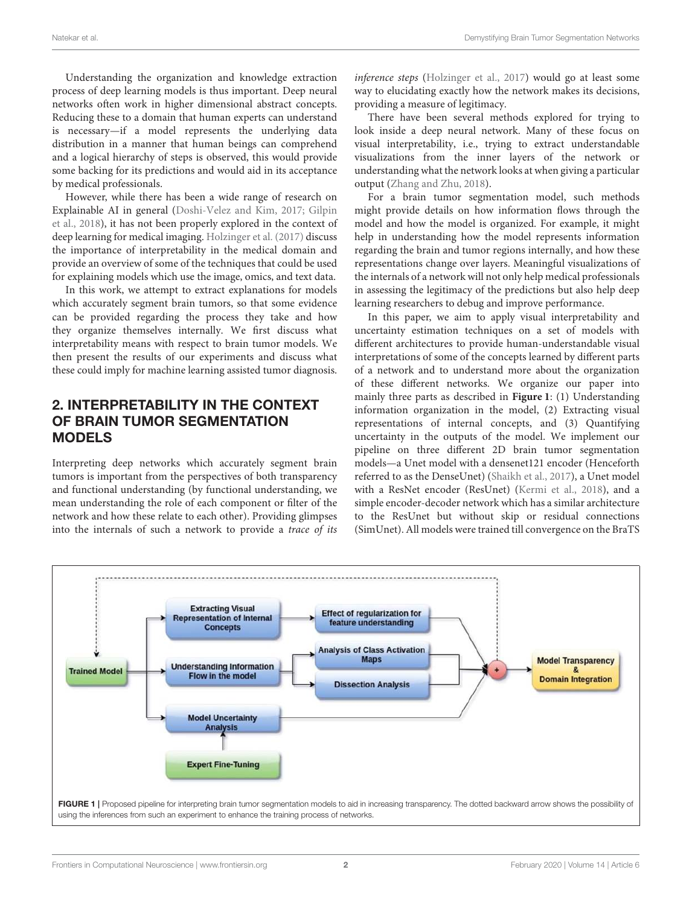Understanding the organization and knowledge extraction process of deep learning models is thus important. Deep neural networks often work in higher dimensional abstract concepts. Reducing these to a domain that human experts can understand is necessary—if a model represents the underlying data distribution in a manner that human beings can comprehend and a logical hierarchy of steps is observed, this would provide some backing for its predictions and would aid in its acceptance by medical professionals.

However, while there has been a wide range of research on Explainable AI in general (Doshi-Velez and Kim, 2017; Gilpin et al., 2018), it has not been properly explored in the context of deep learning for medical imaging. Holzinger et al. (2017) discuss the importance of interpretability in the medical domain and provide an overview of some of the techniques that could be used for explaining models which use the image, omics, and text data.

In this work, we attempt to extract explanations for models which accurately segment brain tumors, so that some evidence can be provided regarding the process they take and how they organize themselves internally. We first discuss what interpretability means with respect to brain tumor models. We then present the results of our experiments and discuss what these could imply for machine learning assisted tumor diagnosis.

## 2. INTERPRETABILITY IN THE CONTEXT OF BRAIN TUMOR SEGMENTATION MODELS

Interpreting deep networks which accurately segment brain tumors is important from the perspectives of both transparency and functional understanding (by functional understanding, we mean understanding the role of each component or filter of the network and how these relate to each other). Providing glimpses into the internals of such a network to provide a *trace of its inference steps* (Holzinger et al., 2017) would go at least some way to elucidating exactly how the network makes its decisions, providing a measure of legitimacy.

There have been several methods explored for trying to look inside a deep neural network. Many of these focus on visual interpretability, i.e., trying to extract understandable visualizations from the inner layers of the network or understanding what the network looks at when giving a particular output (Zhang and Zhu, 2018).

For a brain tumor segmentation model, such methods might provide details on how information flows through the model and how the model is organized. For example, it might help in understanding how the model represents information regarding the brain and tumor regions internally, and how these representations change over layers. Meaningful visualizations of the internals of a network will not only help medical professionals in assessing the legitimacy of the predictions but also help deep learning researchers to debug and improve performance.

In this paper, we aim to apply visual interpretability and uncertainty estimation techniques on a set of models with different architectures to provide human-understandable visual interpretations of some of the concepts learned by different parts of a network and to understand more about the organization of these different networks. We organize our paper into mainly three parts as described in **Figure 1**: (1) Understanding information organization in the model, (2) Extracting visual representations of internal concepts, and (3) Quantifying uncertainty in the outputs of the model. We implement our pipeline on three different 2D brain tumor segmentation models—a Unet model with a densenet121 encoder (Henceforth referred to as the DenseUnet) (Shaikh et al., 2017), a Unet model with a ResNet encoder (ResUnet) (Kermi et al., 2018), and a simple encoder-decoder network which has a similar architecture to the ResUnet but without skip or residual connections (SimUnet). All models were trained till convergence on the BraTS

**FIGURE 1 |** Proposed pipeline for interpreting brain tumor segmentation models to aid in increasing transparency. The dotted backward arrow shows the possibility of using the inferences from such an experiment to enhance the training process of networks.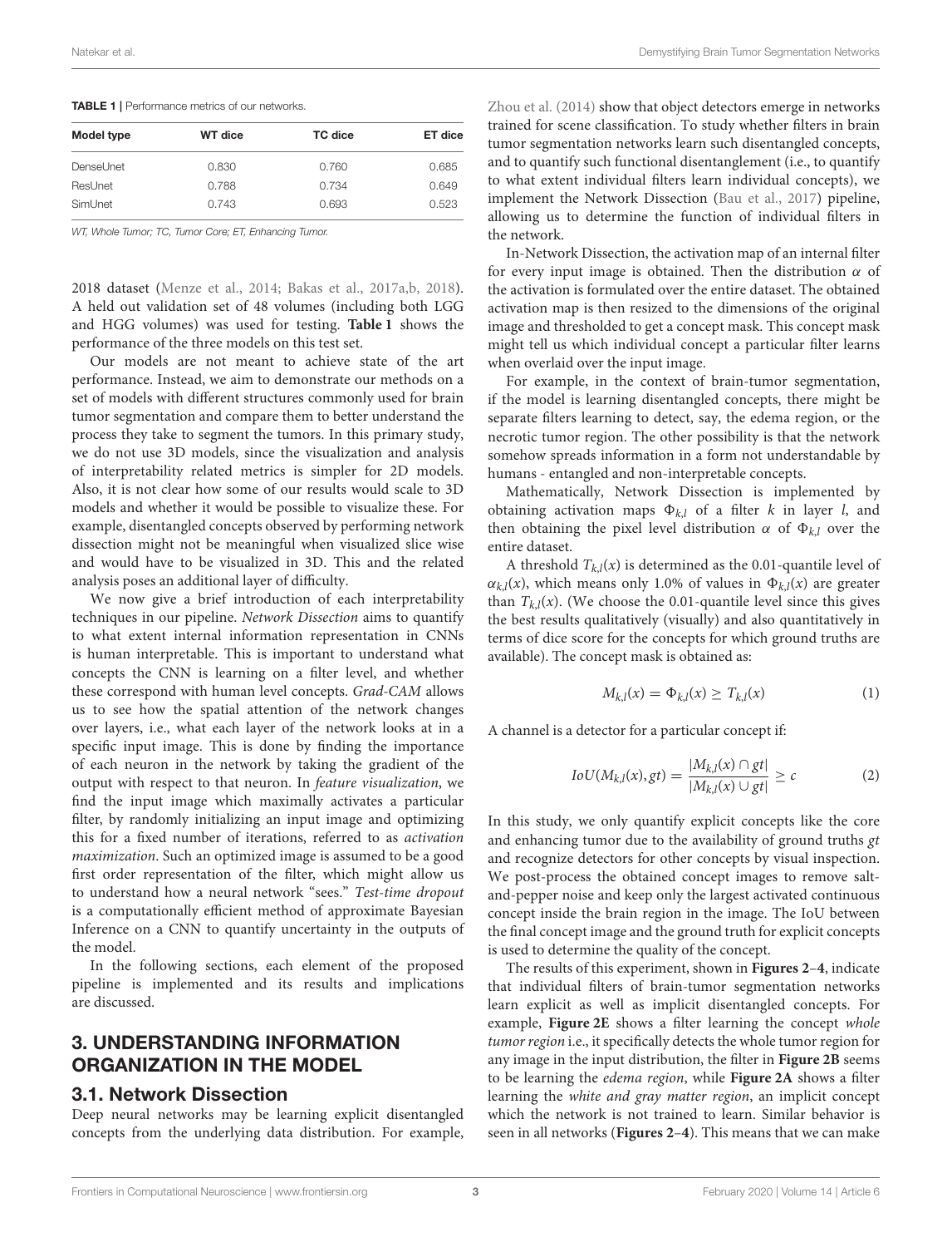**TABLE 1 |** Performance metrics of our networks.

| Model type | WT dice | TC dice | ET dice |
|---|---|---|---|
| DenseUnet | 0.830 | 0.760 | 0.685 |
| ResUnet | 0.788 | 0.734 | 0.649 |
| SimUnet | 0.743 | 0.693 | 0.523 |

*WT, Whole Tumor; TC, Tumor Core; ET, Enhancing Tumor.*

2018 dataset (Menze et al., 2014; Bakas et al., 2017a,b, 2018). A held out validation set of 48 volumes (including both LGG and HGG volumes) was used for testing. **Table 1** shows the performance of the three models on this test set.

Our models are not meant to achieve state of the art performance. Instead, we aim to demonstrate our methods on a set of models with different structures commonly used for brain tumor segmentation and compare them to better understand the process they take to segment the tumors. In this primary study, we do not use 3D models, since the visualization and analysis of interpretability related metrics is simpler for 2D models. Also, it is not clear how some of our results would scale to 3D models and whether it would be possible to visualize these. For example, disentangled concepts observed by performing network dissection might not be meaningful when visualized slice wise and would have to be visualized in 3D. This and the related analysis poses an additional layer of difficulty.

We now give a brief introduction of each interpretability techniques in our pipeline. *Network Dissection* aims to quantify to what extent internal information representation in CNNs is human interpretable. This is important to understand what concepts the CNN is learning on a filter level, and whether these correspond with human level concepts. *Grad-CAM* allows us to see how the spatial attention of the network changes over layers, i.e., what each layer of the network looks at in a specific input image. This is done by finding the importance of each neuron in the network by taking the gradient of the output with respect to that neuron. In *feature visualization*, we find the input image which maximally activates a particular filter, by randomly initializing an input image and optimizing this for a fixed number of iterations, referred to as *activation maximization*. Such an optimized image is assumed to be a good first order representation of the filter, which might allow us to understand how a neural network "sees." *Test-time dropout* is a computationally efficient method of approximate Bayesian Inference on a CNN to quantify uncertainty in the outputs of the model.

In the following sections, each element of the proposed pipeline is implemented and its results and implications are discussed.

## 3. UNDERSTANDING INFORMATION ORGANIZATION IN THE MODEL

### 3.1. Network Dissection

Deep neural networks may be learning explicit disentangled concepts from the underlying data distribution. For example, Zhou et al. (2014) show that object detectors emerge in networks trained for scene classification. To study whether filters in brain tumor segmentation networks learn such disentangled concepts, and to quantify such functional disentanglement (i.e., to quantify to what extent individual filters learn individual concepts), we implement the Network Dissection (Bau et al., 2017) pipeline, allowing us to determine the function of individual filters in the network.

In-Network Dissection, the activation map of an internal filter for every input image is obtained. Then the distribution $\alpha$ of the activation is formulated over the entire dataset. The obtained activation map is then resized to the dimensions of the original image and thresholded to get a concept mask. This concept mask might tell us which individual concept a particular filter learns when overlaid over the input image.

For example, in the context of brain-tumor segmentation, if the model is learning disentangled concepts, there might be separate filters learning to detect, say, the edema region, or the necrotic tumor region. The other possibility is that the network somehow spreads information in a form not understandable by humans - entangled and non-interpretable concepts.

Mathematically, Network Dissection is implemented by obtaining activation maps $\Phi_{k,l}$ of a filter $k$ in layer $l$, and then obtaining the pixel level distribution $\alpha$ of $\Phi_{k,l}$ over the entire dataset.

A threshold $T_{k,l}(x)$ is determined as the 0.01-quantile level of $\alpha_{k,l}(x)$, which means only 1.0% of values in $\Phi_{k,l}(x)$ are greater than $T_{k,l}(x)$. (We choose the 0.01-quantile level since this gives the best results qualitatively (visually) and also quantitatively in terms of dice score for the concepts for which ground truths are available). The concept mask is obtained as:

$$M_{k,l}(x) = \Phi_{k,l}(x) \geq T_{k,l}(x) \tag{1}$$

A channel is a detector for a particular concept if:

$$IoU(M_{k,l}(x), gt) = \frac{|M_{k,l}(x) \cap gt|}{|M_{k,l}(x) \cup gt|} \geq c \tag{2}$$

In this study, we only quantify explicit concepts like the core and enhancing tumor due to the availability of ground truths *gt* and recognize detectors for other concepts by visual inspection. We post-process the obtained concept images to remove salt-and-pepper noise and keep only the largest activated continuous concept inside the brain region in the image. The IoU between the final concept image and the ground truth for explicit concepts is used to determine the quality of the concept.

The results of this experiment, shown in **Figures 2–4**, indicate that individual filters of brain-tumor segmentation networks learn explicit as well as implicit disentangled concepts. For example, **Figure 2E** shows a filter learning the concept *whole tumor region* i.e., it specifically detects the whole tumor region for any image in the input distribution, the filter in **Figure 2B** seems to be learning the *edema region*, while **Figure 2A** shows a filter learning the *white and gray matter region*, an implicit concept which the network is not trained to learn. Similar behavior is seen in all networks (**Figures 2–4**). This means that we can make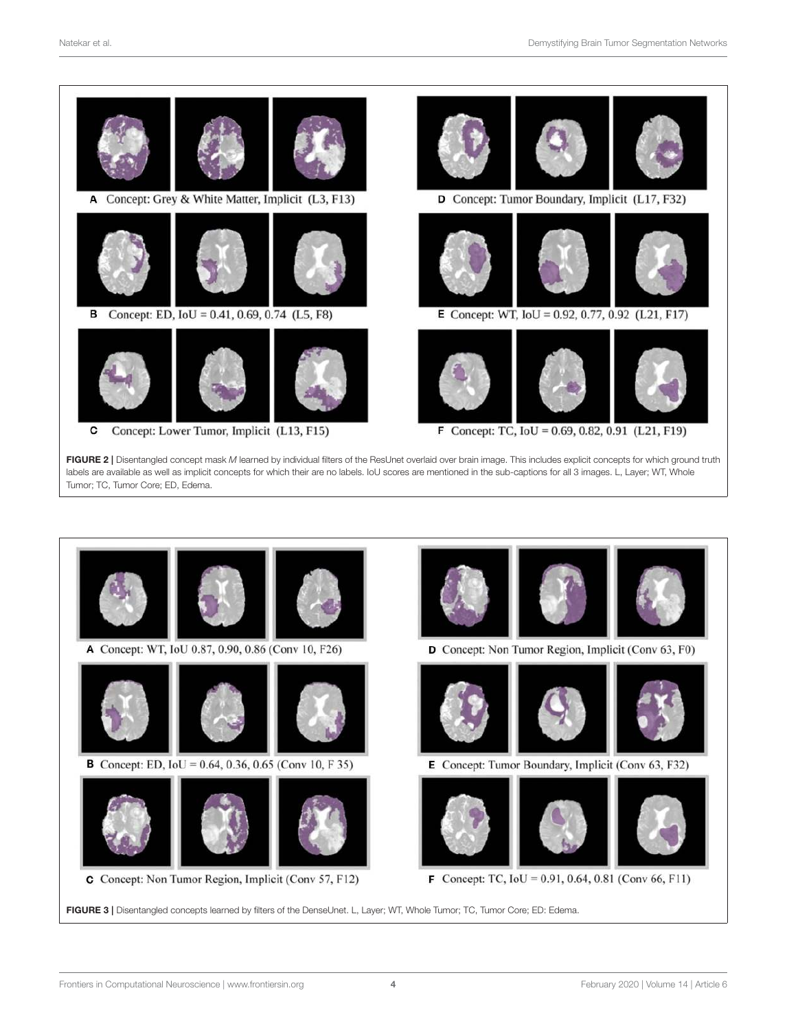A Concept: Grey & White Matter, Implicit (L3, F13)

B Concept: ED, IoU = 0.41, 0.69, 0.74 (L5, F8)

C Concept: Lower Tumor, Implicit (L13, F15)

D Concept: Tumor Boundary, Implicit (L17, F32)

E Concept: WT, IoU = 0.92, 0.77, 0.92 (L21, F17)

F Concept: TC, IoU = 0.69, 0.82, 0.91 (L21, F19)

**FIGURE 2 |** Disentangled concept mask *M* learned by individual filters of the ResUnet overlaid over brain image. This includes explicit concepts for which ground truth labels are available as well as implicit concepts for which their are no labels. IoU scores are mentioned in the sub-captions for all 3 images. L, Layer; WT, Whole Tumor; TC, Tumor Core; ED, Edema.

A Concept: WT, IoU 0.87, 0.90, 0.86 (Conv 10, F26)

B Concept: ED, IoU = 0.64, 0.36, 0.65 (Conv 10, F 35)

C Concept: Non Tumor Region, Implicit (Conv 57, F12)

D Concept: Non Tumor Region, Implicit (Conv 63, F0)

E Concept: Tumor Boundary, Implicit (Conv 63, F32)

F Concept: TC, IoU = 0.91, 0.64, 0.81 (Conv 66, F11)

**FIGURE 3 |** Disentangled concepts learned by filters of the DenseUnet. L, Layer; WT, Whole Tumor; TC, Tumor Core; ED: Edema.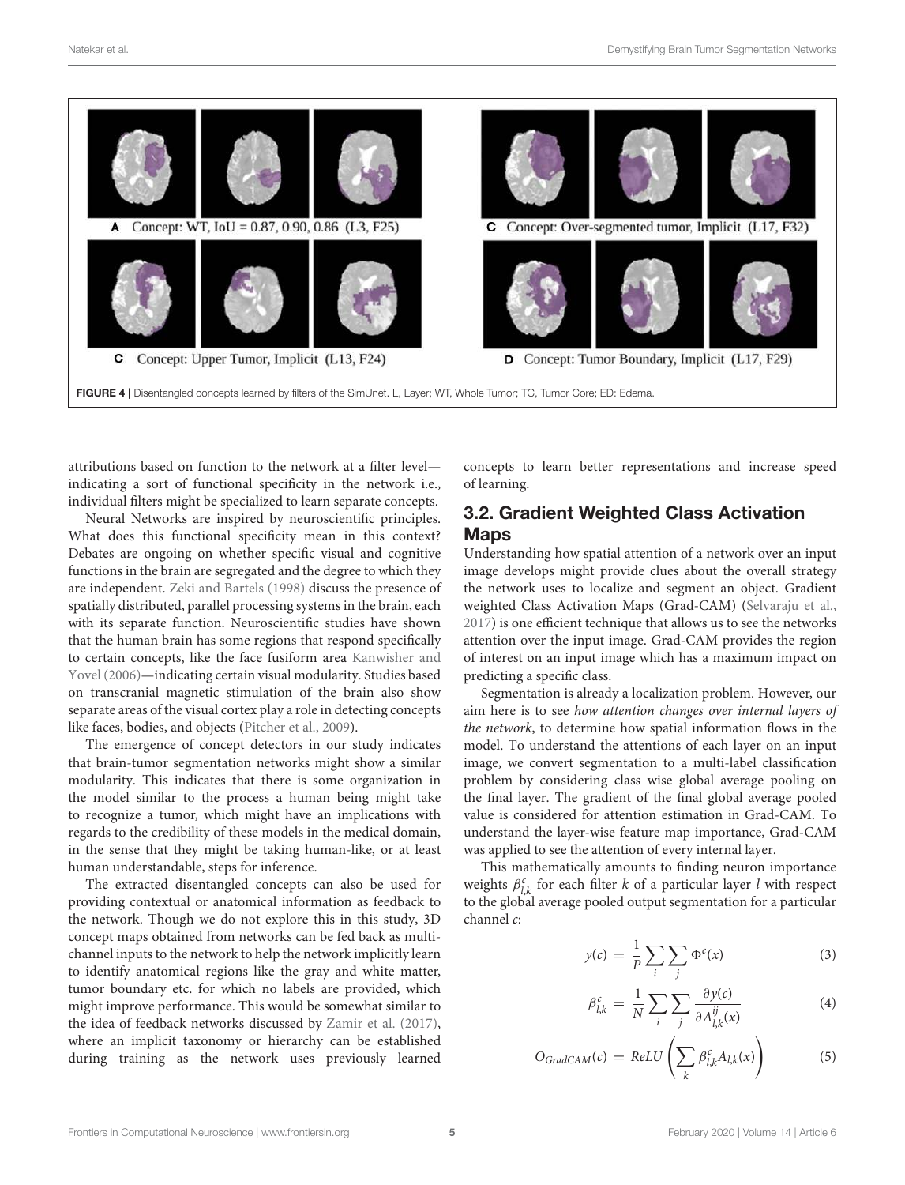A Concept: WT, IoU = 0.87, 0.90, 0.86 (L3, F25)

C Concept: Over-segmented tumor, Implicit (L17, F32)

C Concept: Upper Tumor, Implicit (L13, F24)

D Concept: Tumor Boundary, Implicit (L17, F29)

**FIGURE 4** | Disentangled concepts learned by filters of the SimUnet. L, Layer; WT, Whole Tumor; TC, Tumor Core; ED: Edema.

attributions based on function to the network at a filter level—indicating a sort of functional specificity in the network i.e., individual filters might be specialized to learn separate concepts.

Neural Networks are inspired by neuroscientific principles. What does this functional specificity mean in this context? Debates are ongoing on whether specific visual and cognitive functions in the brain are segregated and the degree to which they are independent. Zeki and Bartels (1998) discuss the presence of spatially distributed, parallel processing systems in the brain, each with its separate function. Neuroscientific studies have shown that the human brain has some regions that respond specifically to certain concepts, like the face fusiform area Kanwisher and Yovel (2006)—indicating certain visual modularity. Studies based on transcranial magnetic stimulation of the brain also show separate areas of the visual cortex play a role in detecting concepts like faces, bodies, and objects (Pitcher et al., 2009).

The emergence of concept detectors in our study indicates that brain-tumor segmentation networks might show a similar modularity. This indicates that there is some organization in the model similar to the process a human being might take to recognize a tumor, which might have an implications with regards to the credibility of these models in the medical domain, in the sense that they might be taking human-like, or at least human understandable, steps for inference.

The extracted disentangled concepts can also be used for providing contextual or anatomical information as feedback to the network. Though we do not explore this in this study, 3D concept maps obtained from networks can be fed back as multi-channel inputs to the network to help the network implicitly learn to identify anatomical regions like the gray and white matter, tumor boundary etc. for which no labels are provided, which might improve performance. This would be somewhat similar to the idea of feedback networks discussed by Zamir et al. (2017), where an implicit taxonomy or hierarchy can be established during training as the network uses previously learned concepts to learn better representations and increase speed of learning.

## 3.2. Gradient Weighted Class Activation Maps

Understanding how spatial attention of a network over an input image develops might provide clues about the overall strategy the network uses to localize and segment an object. Gradient weighted Class Activation Maps (Grad-CAM) (Selvaraju et al., 2017) is one efficient technique that allows us to see the networks attention over the input image. Grad-CAM provides the region of interest on an input image which has a maximum impact on predicting a specific class.

Segmentation is already a localization problem. However, our aim here is to see *how attention changes over internal layers of the network*, to determine how spatial information flows in the model. To understand the attentions of each layer on an input image, we convert segmentation to a multi-label classification problem by considering class wise global average pooling on the final layer. The gradient of the final global average pooled value is considered for attention estimation in Grad-CAM. To understand the layer-wise feature map importance, Grad-CAM was applied to see the attention of every internal layer.

This mathematically amounts to finding neuron importance weights $\beta^c_{l,k}$ for each filter $k$ of a particular layer $l$ with respect to the global average pooled output segmentation for a particular channel $c$:

$$y(c) = \frac{1}{P}\sum_i \sum_j \Phi^c(x) \tag{3}$$

$$\beta^c_{l,k} = \frac{1}{N}\sum_i \sum_j \frac{\partial y(c)}{\partial A^{ij}_{l,k}(x)} \tag{4}$$

$$O_{GradCAM}(c) = ReLU\left(\sum_k \beta^c_{l,k} A_{l,k}(x)\right) \tag{5}$$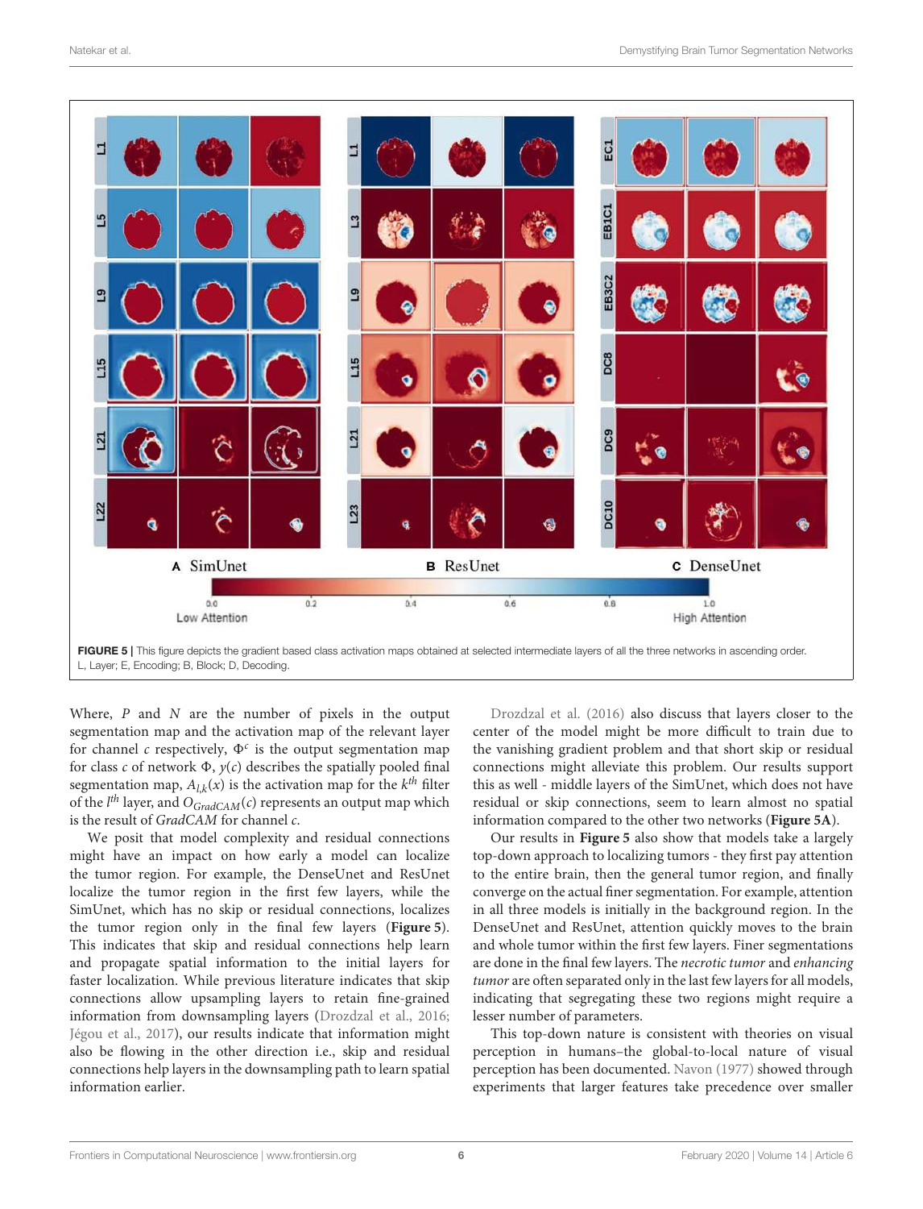FIGURE 5 | This figure depicts the gradient based class activation maps obtained at selected intermediate layers of all the three networks in ascending order. L, Layer; E, Encoding; B, Block; D, Decoding.

Where, $P$ and $N$ are the number of pixels in the output segmentation map and the activation map of the relevant layer for channel $c$ respectively, $\Phi^c$ is the output segmentation map for class $c$ of network $\Phi$, $y(c)$ describes the spatially pooled final segmentation map, $A_{l,k}(x)$ is the activation map for the $k^{th}$ filter of the $l^{th}$ layer, and $O_{GradCAM}(c)$ represents an output map which is the result of *GradCAM* for channel $c$.

We posit that model complexity and residual connections might have an impact on how early a model can localize the tumor region. For example, the DenseUnet and ResUnet localize the tumor region in the first few layers, while the SimUnet, which has no skip or residual connections, localizes the tumor region only in the final few layers (**Figure 5**). This indicates that skip and residual connections help learn and propagate spatial information to the initial layers for faster localization. While previous literature indicates that skip connections allow upsampling layers to retain fine-grained information from downsampling layers (Drozdzal et al., 2016; Jégou et al., 2017), our results indicate that information might also be flowing in the other direction i.e., skip and residual connections help layers in the downsampling path to learn spatial information earlier.

Drozdzal et al. (2016) also discuss that layers closer to the center of the model might be more difficult to train due to the vanishing gradient problem and that short skip or residual connections might alleviate this problem. Our results support this as well - middle layers of the SimUnet, which does not have residual or skip connections, seem to learn almost no spatial information compared to the other two networks (**Figure 5A**).

Our results in **Figure 5** also show that models take a largely top-down approach to localizing tumors - they first pay attention to the entire brain, then the general tumor region, and finally converge on the actual finer segmentation. For example, attention in all three models is initially in the background region. In the DenseUnet and ResUnet, attention quickly moves to the brain and whole tumor within the first few layers. Finer segmentations are done in the final few layers. The *necrotic tumor* and *enhancing tumor* are often separated only in the last few layers for all models, indicating that segregating these two regions might require a lesser number of parameters.

This top-down nature is consistent with theories on visual perception in humans–the global-to-local nature of visual perception has been documented. Navon (1977) showed through experiments that larger features take precedence over smaller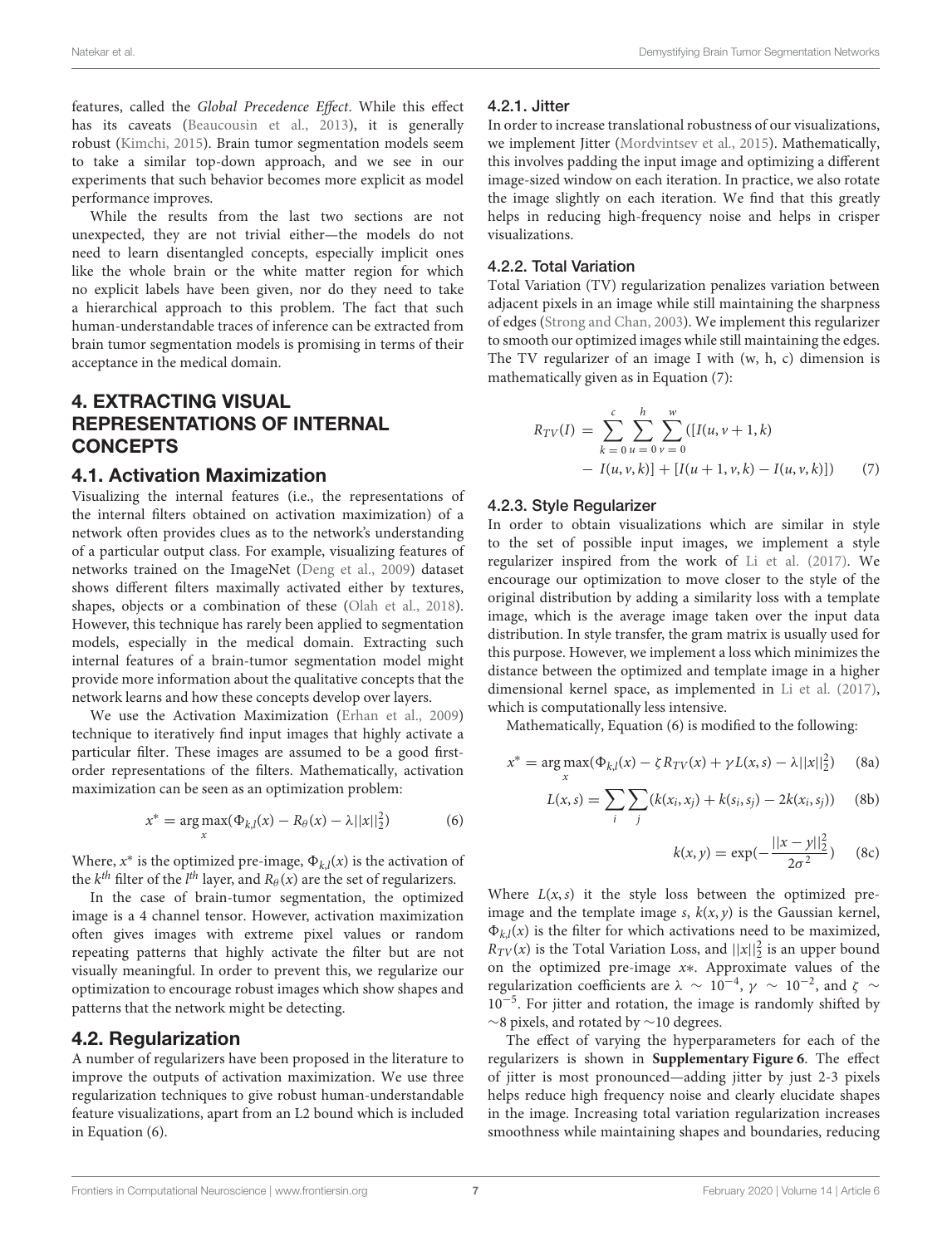features, called the *Global Precedence Effect*. While this effect has its caveats (Beaucousin et al., 2013), it is generally robust (Kimchi, 2015). Brain tumor segmentation models seem to take a similar top-down approach, and we see in our experiments that such behavior becomes more explicit as model performance improves.

While the results from the last two sections are not unexpected, they are not trivial either—the models do not need to learn disentangled concepts, especially implicit ones like the whole brain or the white matter region for which no explicit labels have been given, nor do they need to take a hierarchical approach to this problem. The fact that such human-understandable traces of inference can be extracted from brain tumor segmentation models is promising in terms of their acceptance in the medical domain.

# 4. EXTRACTING VISUAL REPRESENTATIONS OF INTERNAL CONCEPTS

## 4.1. Activation Maximization

Visualizing the internal features (i.e., the representations of the internal filters obtained on activation maximization) of a network often provides clues as to the network's understanding of a particular output class. For example, visualizing features of networks trained on the ImageNet (Deng et al., 2009) dataset shows different filters maximally activated either by textures, shapes, objects or a combination of these (Olah et al., 2018). However, this technique has rarely been applied to segmentation models, especially in the medical domain. Extracting such internal features of a brain-tumor segmentation model might provide more information about the qualitative concepts that the network learns and how these concepts develop over layers.

We use the Activation Maximization (Erhan et al., 2009) technique to iteratively find input images that highly activate a particular filter. These images are assumed to be a good first-order representations of the filters. Mathematically, activation maximization can be seen as an optimization problem:

$$x^* = \arg\max_x (\Phi_{k,l}(x) - R_\theta(x) - \lambda||x||_2^2) \tag{6}$$

Where, $x^*$ is the optimized pre-image, $\Phi_{k,l}(x)$ is the activation of the $k^{th}$ filter of the $l^{th}$ layer, and $R_\theta(x)$ are the set of regularizers.

In the case of brain-tumor segmentation, the optimized image is a 4 channel tensor. However, activation maximization often gives images with extreme pixel values or random repeating patterns that highly activate the filter but are not visually meaningful. In order to prevent this, we regularize our optimization to encourage robust images which show shapes and patterns that the network might be detecting.

## 4.2. Regularization

A number of regularizers have been proposed in the literature to improve the outputs of activation maximization. We use three regularization techniques to give robust human-understandable feature visualizations, apart from an L2 bound which is included in Equation (6).

### 4.2.1. Jitter

In order to increase translational robustness of our visualizations, we implement Jitter (Mordvintsev et al., 2015). Mathematically, this involves padding the input image and optimizing a different image-sized window on each iteration. In practice, we also rotate the image slightly on each iteration. We find that this greatly helps in reducing high-frequency noise and helps in crisper visualizations.

### 4.2.2. Total Variation

Total Variation (TV) regularization penalizes variation between adjacent pixels in an image while still maintaining the sharpness of edges (Strong and Chan, 2003). We implement this regularizer to smooth our optimized images while still maintaining the edges. The TV regularizer of an image I with (w, h, c) dimension is mathematically given as in Equation (7):

$$R_{TV}(I) = \sum_{k=0}^{c}\sum_{u=0}^{h}\sum_{v=0}^{w}([I(u, v+1, k) - I(u, v, k)] + [I(u+1, v, k) - I(u, v, k)]) \tag{7}$$

### 4.2.3. Style Regularizer

In order to obtain visualizations which are similar in style to the set of possible input images, we implement a style regularizer inspired from the work of Li et al. (2017). We encourage our optimization to move closer to the style of the original distribution by adding a similarity loss with a template image, which is the average image taken over the input data distribution. In style transfer, the gram matrix is usually used for this purpose. However, we implement a loss which minimizes the distance between the optimized and template image in a higher dimensional kernel space, as implemented in Li et al. (2017), which is computationally less intensive.

Mathematically, Equation (6) is modified to the following:

$$x^* = \arg\max_x (\Phi_{k,l}(x) - \zeta R_{TV}(x) + \gamma L(x,s) - \lambda||x||_2^2) \tag{8a}$$

$$L(x,s) = \sum_i \sum_j (k(x_i, x_j) + k(s_i, s_j) - 2k(x_i, s_j)) \tag{8b}$$

$$k(x,y) = \exp(-\frac{||x-y||_2^2}{2\sigma^2}) \tag{8c}$$

Where $L(x,s)$ it the style loss between the optimized pre-image and the template image $s$, $k(x,y)$ is the Gaussian kernel, $\Phi_{k,l}(x)$ is the filter for which activations need to be maximized, $R_{TV}(x)$ is the Total Variation Loss, and $||x||_2^2$ is an upper bound on the optimized pre-image $x*$. Approximate values of the regularization coefficients are $\lambda \sim 10^{-4}$, $\gamma \sim 10^{-2}$, and $\zeta \sim 10^{-5}$. For jitter and rotation, the image is randomly shifted by $\sim$8 pixels, and rotated by $\sim$10 degrees.

The effect of varying the hyperparameters for each of the regularizers is shown in **Supplementary Figure 6**. The effect of jitter is most pronounced—adding jitter by just 2-3 pixels helps reduce high frequency noise and clearly elucidate shapes in the image. Increasing total variation regularization increases smoothness while maintaining shapes and boundaries, reducing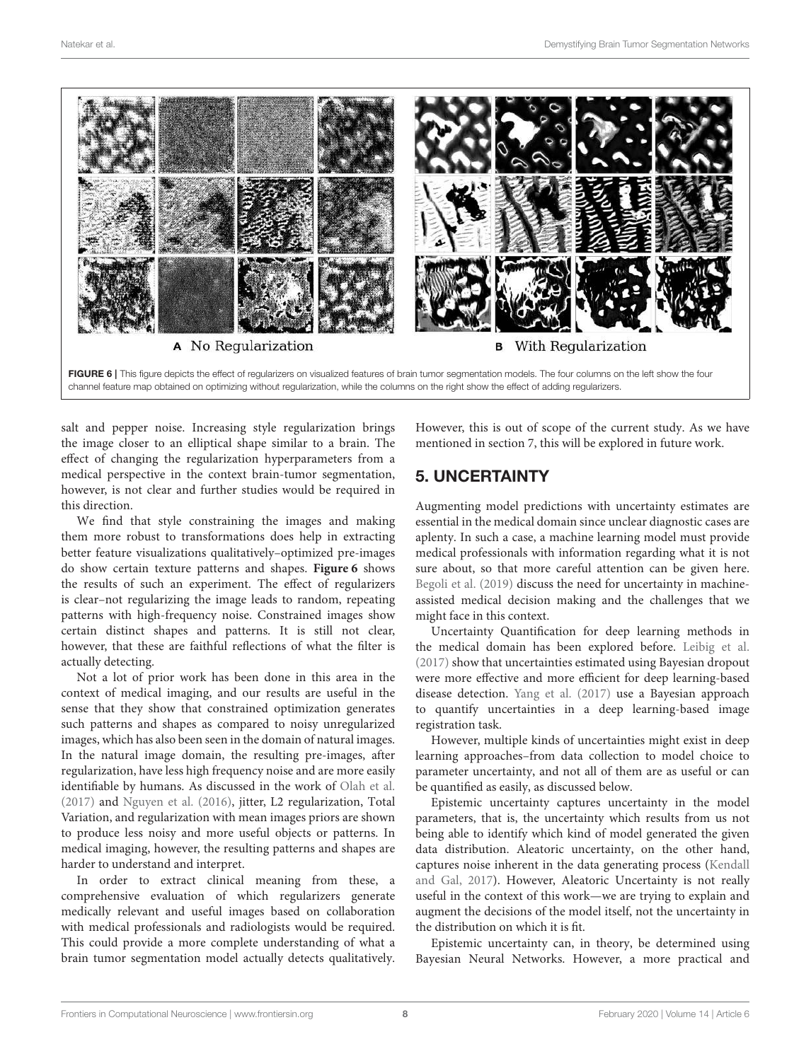**A** No Regularization **B** With Regularization

**FIGURE 6 |** This figure depicts the effect of regularizers on visualized features of brain tumor segmentation models. The four columns on the left show the four channel feature map obtained on optimizing without regularization, while the columns on the right show the effect of adding regularizers.

salt and pepper noise. Increasing style regularization brings the image closer to an elliptical shape similar to a brain. The effect of changing the regularization hyperparameters from a medical perspective in the context brain-tumor segmentation, however, is not clear and further studies would be required in this direction.

We find that style constraining the images and making them more robust to transformations does help in extracting better feature visualizations qualitatively–optimized pre-images do show certain texture patterns and shapes. **Figure 6** shows the results of such an experiment. The effect of regularizers is clear–not regularizing the image leads to random, repeating patterns with high-frequency noise. Constrained images show certain distinct shapes and patterns. It is still not clear, however, that these are faithful reflections of what the filter is actually detecting.

Not a lot of prior work has been done in this area in the context of medical imaging, and our results are useful in the sense that they show that constrained optimization generates such patterns and shapes as compared to noisy unregularized images, which has also been seen in the domain of natural images. In the natural image domain, the resulting pre-images, after regularization, have less high frequency noise and are more easily identifiable by humans. As discussed in the work of Olah et al. (2017) and Nguyen et al. (2016), jitter, L2 regularization, Total Variation, and regularization with mean images priors are shown to produce less noisy and more useful objects or patterns. In medical imaging, however, the resulting patterns and shapes are harder to understand and interpret.

In order to extract clinical meaning from these, a comprehensive evaluation of which regularizers generate medically relevant and useful images based on collaboration with medical professionals and radiologists would be required. This could provide a more complete understanding of what a brain tumor segmentation model actually detects qualitatively. However, this is out of scope of the current study. As we have mentioned in section 7, this will be explored in future work.

## 5. UNCERTAINTY

Augmenting model predictions with uncertainty estimates are essential in the medical domain since unclear diagnostic cases are aplenty. In such a case, a machine learning model must provide medical professionals with information regarding what it is not sure about, so that more careful attention can be given here. Begoli et al. (2019) discuss the need for uncertainty in machine-assisted medical decision making and the challenges that we might face in this context.

Uncertainty Quantification for deep learning methods in the medical domain has been explored before. Leibig et al. (2017) show that uncertainties estimated using Bayesian dropout were more effective and more efficient for deep learning-based disease detection. Yang et al. (2017) use a Bayesian approach to quantify uncertainties in a deep learning-based image registration task.

However, multiple kinds of uncertainties might exist in deep learning approaches–from data collection to model choice to parameter uncertainty, and not all of them are as useful or can be quantified as easily, as discussed below.

Epistemic uncertainty captures uncertainty in the model parameters, that is, the uncertainty which results from us not being able to identify which kind of model generated the given data distribution. Aleatoric uncertainty, on the other hand, captures noise inherent in the data generating process (Kendall and Gal, 2017). However, Aleatoric Uncertainty is not really useful in the context of this work—we are trying to explain and augment the decisions of the model itself, not the uncertainty in the distribution on which it is fit.

Epistemic uncertainty can, in theory, be determined using Bayesian Neural Networks. However, a more practical and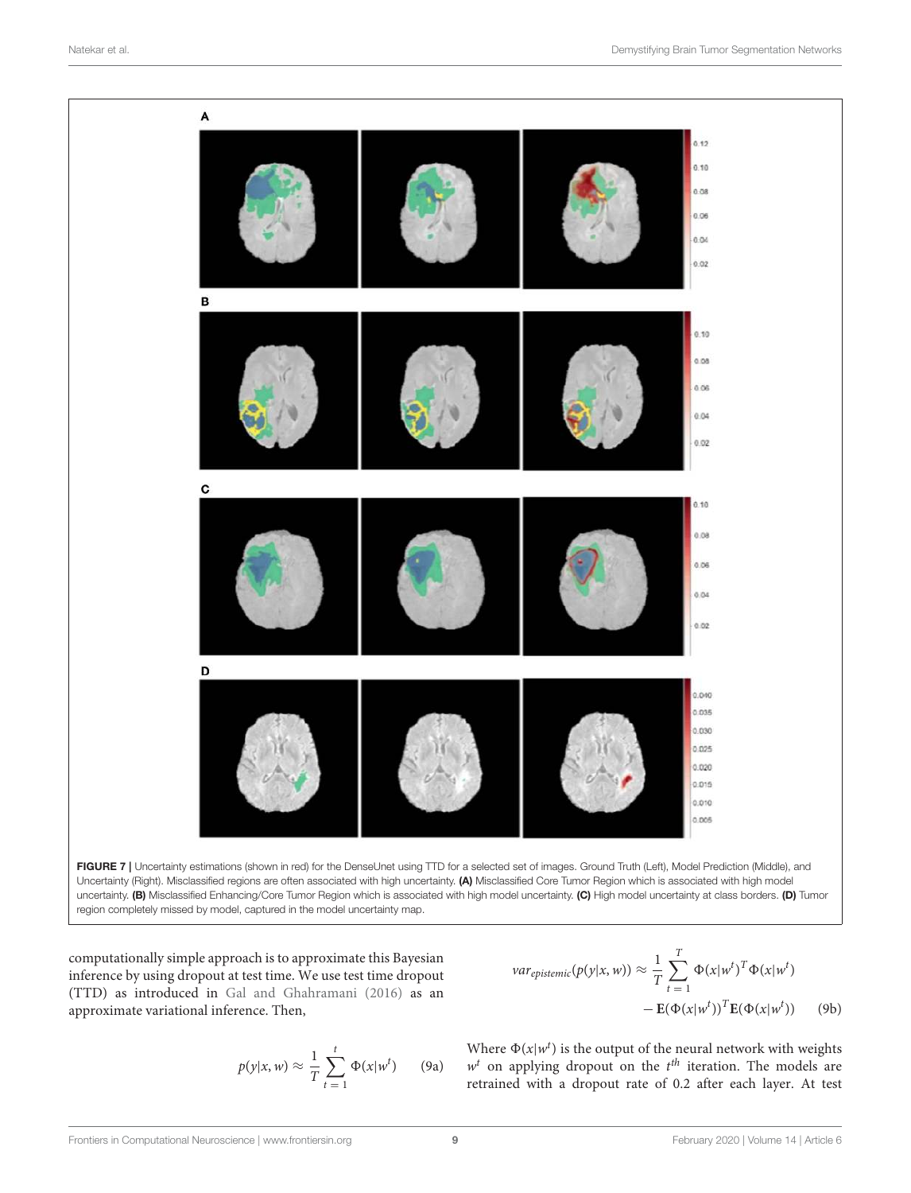**FIGURE 7 |** Uncertainty estimations (shown in red) for the DenseUnet using TTD for a selected set of images. Ground Truth (Left), Model Prediction (Middle), and Uncertainty (Right). Misclassified regions are often associated with high uncertainty. **(A)** Misclassified Core Tumor Region which is associated with high model uncertainty. **(B)** Misclassified Enhancing/Core Tumor Region which is associated with high model uncertainty. **(C)** High model uncertainty at class borders. **(D)** Tumor region completely missed by model, captured in the model uncertainty map.

computationally simple approach is to approximate this Bayesian inference by using dropout at test time. We use test time dropout (TTD) as introduced in Gal and Ghahramani (2016) as an approximate variational inference. Then,

$$p(y|x, w) \approx \frac{1}{T} \sum_{t=1}^{t} \Phi(x|w^t) \tag{9a}$$

$$var_{epistemic}(p(y|x, w)) \approx \frac{1}{T} \sum_{t=1}^{T} \Phi(x|w^t)^T \Phi(x|w^t) - \mathbf{E}(\Phi(x|w^t))^T \mathbf{E}(\Phi(x|w^t)) \tag{9b}$$

Where $\Phi(x|w^t)$ is the output of the neural network with weights $w^t$ on applying dropout on the $t^{th}$ iteration. The models are retrained with a dropout rate of 0.2 after each layer. At test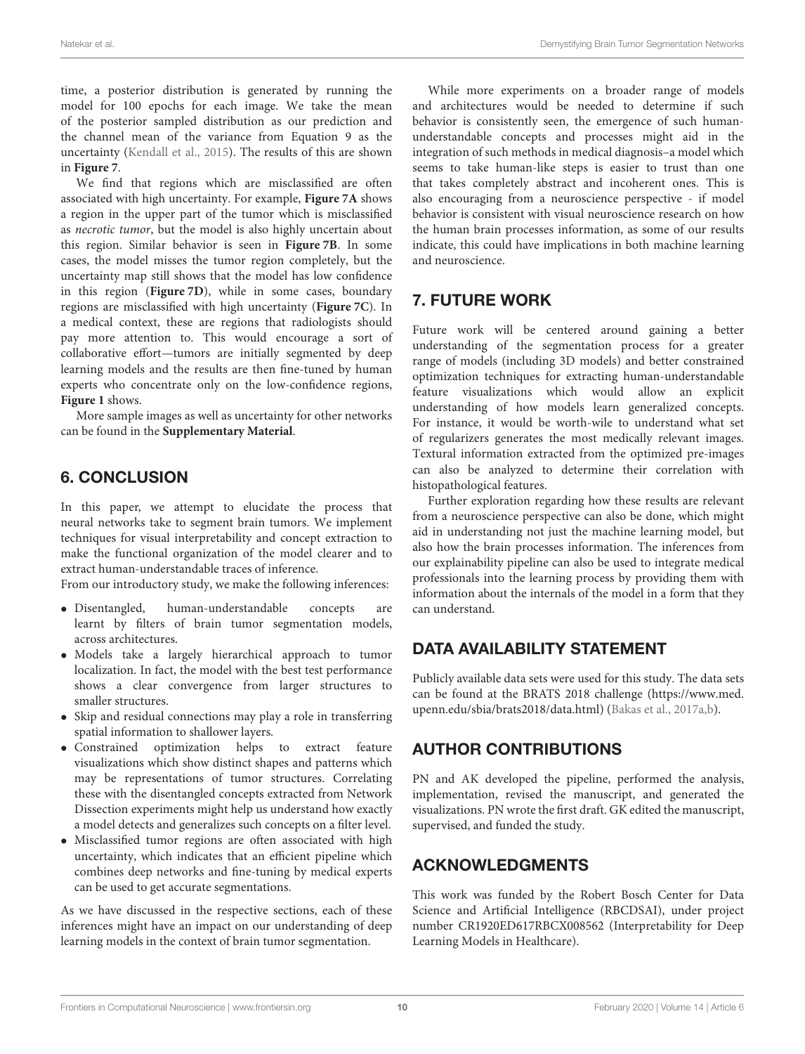time, a posterior distribution is generated by running the model for 100 epochs for each image. We take the mean of the posterior sampled distribution as our prediction and the channel mean of the variance from Equation 9 as the uncertainty (Kendall et al., 2015). The results of this are shown in **Figure 7**.

We find that regions which are misclassified are often associated with high uncertainty. For example, **Figure 7A** shows a region in the upper part of the tumor which is misclassified as *necrotic tumor*, but the model is also highly uncertain about this region. Similar behavior is seen in **Figure 7B**. In some cases, the model misses the tumor region completely, but the uncertainty map still shows that the model has low confidence in this region (**Figure 7D**), while in some cases, boundary regions are misclassified with high uncertainty (**Figure 7C**). In a medical context, these are regions that radiologists should pay more attention to. This would encourage a sort of collaborative effort—tumors are initially segmented by deep learning models and the results are then fine-tuned by human experts who concentrate only on the low-confidence regions, **Figure 1** shows.

More sample images as well as uncertainty for other networks can be found in the **Supplementary Material**.

## 6. CONCLUSION

In this paper, we attempt to elucidate the process that neural networks take to segment brain tumors. We implement techniques for visual interpretability and concept extraction to make the functional organization of the model clearer and to extract human-understandable traces of inference.

From our introductory study, we make the following inferences:

- Disentangled, human-understandable concepts are learnt by filters of brain tumor segmentation models, across architectures.
- Models take a largely hierarchical approach to tumor localization. In fact, the model with the best test performance shows a clear convergence from larger structures to smaller structures.
- Skip and residual connections may play a role in transferring spatial information to shallower layers.
- Constrained optimization helps to extract feature visualizations which show distinct shapes and patterns which may be representations of tumor structures. Correlating these with the disentangled concepts extracted from Network Dissection experiments might help us understand how exactly a model detects and generalizes such concepts on a filter level.
- Misclassified tumor regions are often associated with high uncertainty, which indicates that an efficient pipeline which combines deep networks and fine-tuning by medical experts can be used to get accurate segmentations.

As we have discussed in the respective sections, each of these inferences might have an impact on our understanding of deep learning models in the context of brain tumor segmentation.

While more experiments on a broader range of models and architectures would be needed to determine if such behavior is consistently seen, the emergence of such human-understandable concepts and processes might aid in the integration of such methods in medical diagnosis–a model which seems to take human-like steps is easier to trust than one that takes completely abstract and incoherent ones. This is also encouraging from a neuroscience perspective - if model behavior is consistent with visual neuroscience research on how the human brain processes information, as some of our results indicate, this could have implications in both machine learning and neuroscience.

## 7. FUTURE WORK

Future work will be centered around gaining a better understanding of the segmentation process for a greater range of models (including 3D models) and better constrained optimization techniques for extracting human-understandable feature visualizations which would allow an explicit understanding of how models learn generalized concepts. For instance, it would be worth-wile to understand what set of regularizers generates the most medically relevant images. Textural information extracted from the optimized pre-images can also be analyzed to determine their correlation with histopathological features.

Further exploration regarding how these results are relevant from a neuroscience perspective can also be done, which might aid in understanding not just the machine learning model, but also how the brain processes information. The inferences from our explainability pipeline can also be used to integrate medical professionals into the learning process by providing them with information about the internals of the model in a form that they can understand.

## DATA AVAILABILITY STATEMENT

Publicly available data sets were used for this study. The data sets can be found at the BRATS 2018 challenge (https://www.med.upenn.edu/sbia/brats2018/data.html) (Bakas et al., 2017a,b).

## AUTHOR CONTRIBUTIONS

PN and AK developed the pipeline, performed the analysis, implementation, revised the manuscript, and generated the visualizations. PN wrote the first draft. GK edited the manuscript, supervised, and funded the study.

## ACKNOWLEDGMENTS

This work was funded by the Robert Bosch Center for Data Science and Artificial Intelligence (RBCDSAI), under project number CR1920ED617RBCX008562 (Interpretability for Deep Learning Models in Healthcare).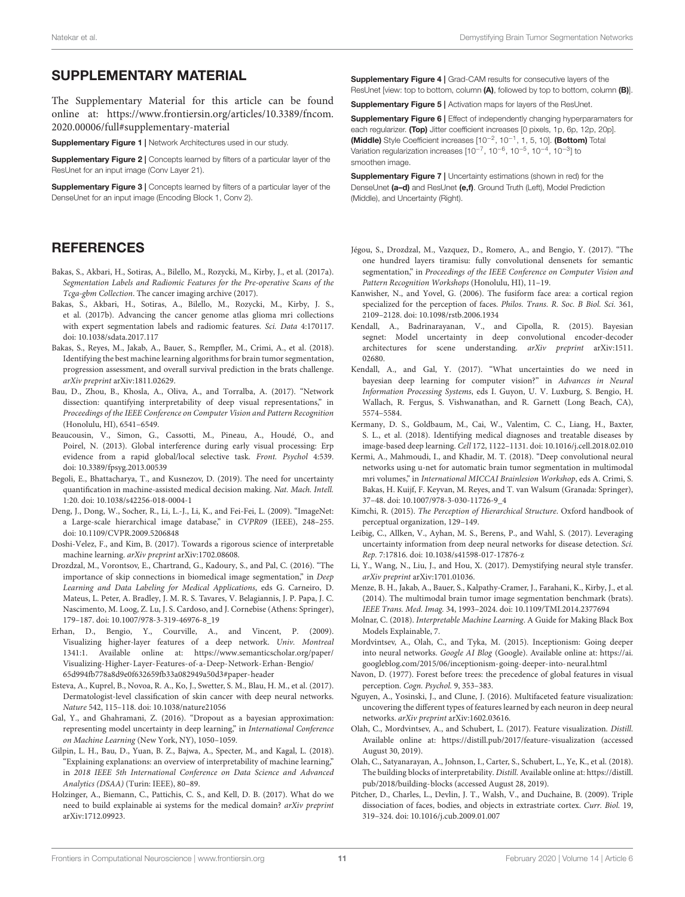## SUPPLEMENTARY MATERIAL

The Supplementary Material for this article can be found online at: https://www.frontiersin.org/articles/10.3389/fncom.2020.00006/full#supplementary-material

**Supplementary Figure 1 |** Network Architectures used in our study.

**Supplementary Figure 2 |** Concepts learned by filters of a particular layer of the ResUnet for an input image (Conv Layer 21).

**Supplementary Figure 3 |** Concepts learned by filters of a particular layer of the DenseUnet for an input image (Encoding Block 1, Conv 2).

**Supplementary Figure 4 |** Grad-CAM results for consecutive layers of the ResUnet [view: top to bottom, column **(A)**, followed by top to bottom, column **(B)**].

**Supplementary Figure 5 |** Activation maps for layers of the ResUnet.

**Supplementary Figure 6 |** Effect of independently changing hyperparamaters for each regularizer. **(Top)** Jitter coefficient increases [0 pixels, 1p, 6p, 12p, 20p]. **(Middle)** Style Coefficient increases [$10^{-2}$, $10^{-1}$, 1, 5, 10]. **(Bottom)** Total Variation regularization increases [$10^{-7}$, $10^{-6}$, $10^{-5}$, $10^{-4}$, $10^{-3}$] to smoothen image.

**Supplementary Figure 7 |** Uncertainty estimations (shown in red) for the DenseUnet **(a–d)** and ResUnet **(e,f)**. Ground Truth (Left), Model Prediction (Middle), and Uncertainty (Right).

## REFERENCES

Bakas, S., Akbari, H., Sotiras, A., Bilello, M., Rozycki, M., Kirby, J., et al. (2017a). *Segmentation Labels and Radiomic Features for the Pre-operative Scans of the Tcga-gbm Collection*. The cancer imaging archive (2017).

Bakas, S., Akbari, H., Sotiras, A., Bilello, M., Rozycki, M., Kirby, J. S., et al. (2017b). Advancing the cancer genome atlas glioma mri collections with expert segmentation labels and radiomic features. *Sci. Data* 4:170117. doi: 10.1038/sdata.2017.117

Bakas, S., Reyes, M., Jakab, A., Bauer, S., Rempfler, M., Crimi, A., et al. (2018). Identifying the best machine learning algorithms for brain tumor segmentation, progression assessment, and overall survival prediction in the brats challenge. *arXiv preprint* arXiv:1811.02629.

Bau, D., Zhou, B., Khosla, A., Oliva, A., and Torralba, A. (2017). "Network dissection: quantifying interpretability of deep visual representations," in *Proceedings of the IEEE Conference on Computer Vision and Pattern Recognition* (Honolulu, HI), 6541–6549.

Beaucousin, V., Simon, G., Cassotti, M., Pineau, A., Houdé, O., and Poirel, N. (2013). Global interference during early visual processing: Erp evidence from a rapid global/local selective task. *Front. Psychol* 4:539. doi: 10.3389/fpsyg.2013.00539

Begoli, E., Bhattacharya, T., and Kusnezov, D. (2019). The need for uncertainty quantification in machine-assisted medical decision making. *Nat. Mach. Intell.* 1:20. doi: 10.1038/s42256-018-0004-1

Deng, J., Dong, W., Socher, R., Li, L.-J., Li, K., and Fei-Fei, L. (2009). "ImageNet: a Large-scale hierarchical image database," in *CVPR09* (IEEE), 248–255. doi: 10.1109/CVPR.2009.5206848

Doshi-Velez, F., and Kim, B. (2017). Towards a rigorous science of interpretable machine learning. *arXiv preprint* arXiv:1702.08608.

Drozdzal, M., Vorontsov, E., Chartrand, G., Kadoury, S., and Pal, C. (2016). "The importance of skip connections in biomedical image segmentation," in *Deep Learning and Data Labeling for Medical Applications*, eds G. Carneiro, D. Mateus, L. Peter, A. Bradley, J. M. R. S. Tavares, V. Belagiannis, J. P. Papa, J. C. Nascimento, M. Loog, Z. Lu, J. S. Cardoso, and J. Cornebise (Athens: Springer), 179–187. doi: 10.1007/978-3-319-46976-8_19

Erhan, D., Bengio, Y., Courville, A., and Vincent, P. (2009). Visualizing higher-layer features of a deep network. *Univ. Montreal* 1341:1. Available online at: https://www.semanticscholar.org/paper/Visualizing-Higher-Layer-Features-of-a-Deep-Network-Erhan-Bengio/65d994fb778a8d9e0f632659fb33a082949a50d3#paper-header

Esteva, A., Kuprel, B., Novoa, R. A., Ko, J., Swetter, S. M., Blau, H. M., et al. (2017). Dermatologist-level classification of skin cancer with deep neural networks. *Nature* 542, 115–118. doi: 10.1038/nature21056

Gal, Y., and Ghahramani, Z. (2016). "Dropout as a bayesian approximation: representing model uncertainty in deep learning," in *International Conference on Machine Learning* (New York, NY), 1050–1059.

Gilpin, L. H., Bau, D., Yuan, B. Z., Bajwa, A., Specter, M., and Kagal, L. (2018). "Explaining explanations: an overview of interpretability of machine learning," in *2018 IEEE 5th International Conference on Data Science and Advanced Analytics (DSAA)* (Turin: IEEE), 80–89.

Holzinger, A., Biemann, C., Pattichis, C. S., and Kell, D. B. (2017). What do we need to build explainable ai systems for the medical domain? *arXiv preprint* arXiv:1712.09923.

Jégou, S., Drozdzal, M., Vazquez, D., Romero, A., and Bengio, Y. (2017). "The one hundred layers tiramisu: fully convolutional densenets for semantic segmentation," in *Proceedings of the IEEE Conference on Computer Vision and Pattern Recognition Workshops* (Honolulu, HI), 11–19.

Kanwisher, N., and Yovel, G. (2006). The fusiform face area: a cortical region specialized for the perception of faces. *Philos. Trans. R. Soc. B Biol. Sci.* 361, 2109–2128. doi: 10.1098/rstb.2006.1934

Kendall, A., Badrinarayanan, V., and Cipolla, R. (2015). Bayesian segnet: Model uncertainty in deep convolutional encoder-decoder architectures for scene understanding. *arXiv preprint* arXiv:1511.02680.

Kendall, A., and Gal, Y. (2017). "What uncertainties do we need in bayesian deep learning for computer vision?" in *Advances in Neural Information Processing Systems*, eds I. Guyon, U. V. Luxburg, S. Bengio, H. Wallach, R. Fergus, S. Vishwanathan, and R. Garnett (Long Beach, CA), 5574–5584.

Kermany, D. S., Goldbaum, M., Cai, W., Valentim, C. C., Liang, H., Baxter, S. L., et al. (2018). Identifying medical diagnoses and treatable diseases by image-based deep learning. *Cell* 172, 1122–1131. doi: 10.1016/j.cell.2018.02.010

Kermi, A., Mahmoudi, I., and Khadir, M. T. (2018). "Deep convolutional neural networks using u-net for automatic brain tumor segmentation in multimodal mri volumes," in *International MICCAI Brainlesion Workshop*, eds A. Crimi, S. Bakas, H. Kuijf, F. Keyvan, M. Reyes, and T. van Walsum (Granada: Springer), 37–48. doi: 10.1007/978-3-030-11726-9_4

Kimchi, R. (2015). *The Perception of Hierarchical Structure*. Oxford handbook of perceptual organization, 129–149.

Leibig, C., Allken, V., Ayhan, M. S., Berens, P., and Wahl, S. (2017). Leveraging uncertainty information from deep neural networks for disease detection. *Sci. Rep.* 7:17816. doi: 10.1038/s41598-017-17876-z

Li, Y., Wang, N., Liu, J., and Hou, X. (2017). Demystifying neural style transfer. *arXiv preprint* arXiv:1701.01036.

Menze, B. H., Jakab, A., Bauer, S., Kalpathy-Cramer, J., Farahani, K., Kirby, J., et al. (2014). The multimodal brain tumor image segmentation benchmark (brats). *IEEE Trans. Med. Imag.* 34, 1993–2024. doi: 10.1109/TMI.2014.2377694

Molnar, C. (2018). *Interpretable Machine Learning*. A Guide for Making Black Box Models Explainable, 7.

Mordvintsev, A., Olah, C., and Tyka, M. (2015). Inceptionism: Going deeper into neural networks. *Google AI Blog* (Google). Available online at: https://ai.googleblog.com/2015/06/inceptionism-going-deeper-into-neural.html

Navon, D. (1977). Forest before trees: the precedence of global features in visual perception. *Cogn. Psychol.* 9, 353–383.

Nguyen, A., Yosinski, J., and Clune, J. (2016). Multifaceted feature visualization: uncovering the different types of features learned by each neuron in deep neural networks. *arXiv preprint* arXiv:1602.03616.

Olah, C., Mordvintsev, A., and Schubert, L. (2017). Feature visualization. *Distill.* Available online at: https://distill.pub/2017/feature-visualization (accessed August 30, 2019).

Olah, C., Satyanarayan, A., Johnson, I., Carter, S., Schubert, L., Ye, K., et al. (2018). The building blocks of interpretability. *Distill.* Available online at: https://distill.pub/2018/building-blocks (accessed August 28, 2019).

Pitcher, D., Charles, L., Devlin, J. T., Walsh, V., and Duchaine, B. (2009). Triple dissociation of faces, bodies, and objects in extrastriate cortex. *Curr. Biol.* 19, 319–324. doi: 10.1016/j.cub.2009.01.007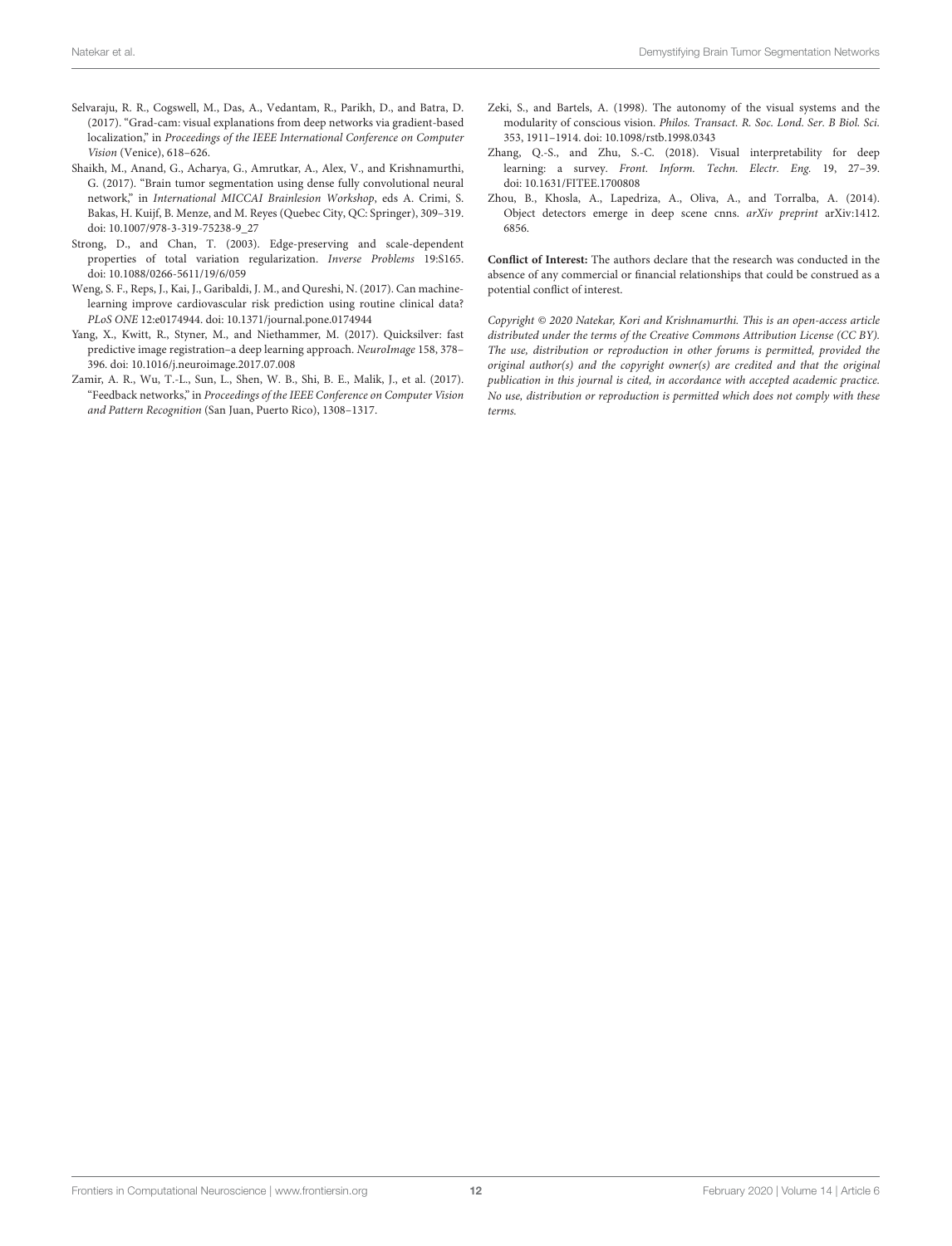Selvaraju, R. R., Cogswell, M., Das, A., Vedantam, R., Parikh, D., and Batra, D. (2017). "Grad-cam: visual explanations from deep networks via gradient-based localization," in *Proceedings of the IEEE International Conference on Computer Vision* (Venice), 618–626.

Shaikh, M., Anand, G., Acharya, G., Amrutkar, A., Alex, V., and Krishnamurthi, G. (2017). "Brain tumor segmentation using dense fully convolutional neural network," in *International MICCAI Brainlesion Workshop*, eds A. Crimi, S. Bakas, H. Kuijf, B. Menze, and M. Reyes (Quebec City, QC: Springer), 309–319. doi: 10.1007/978-3-319-75238-9_27

Strong, D., and Chan, T. (2003). Edge-preserving and scale-dependent properties of total variation regularization. *Inverse Problems* 19:S165. doi: 10.1088/0266-5611/19/6/059

Weng, S. F., Reps, J., Kai, J., Garibaldi, J. M., and Qureshi, N. (2017). Can machine-learning improve cardiovascular risk prediction using routine clinical data? *PLoS ONE* 12:e0174944. doi: 10.1371/journal.pone.0174944

Yang, X., Kwitt, R., Styner, M., and Niethammer, M. (2017). Quicksilver: fast predictive image registration–a deep learning approach. *NeuroImage* 158, 378–396. doi: 10.1016/j.neuroimage.2017.07.008

Zamir, A. R., Wu, T.-L., Sun, L., Shen, W. B., Shi, B. E., Malik, J., et al. (2017). "Feedback networks," in *Proceedings of the IEEE Conference on Computer Vision and Pattern Recognition* (San Juan, Puerto Rico), 1308–1317.

Zeki, S., and Bartels, A. (1998). The autonomy of the visual systems and the modularity of conscious vision. *Philos. Transact. R. Soc. Lond. Ser. B Biol. Sci.* 353, 1911–1914. doi: 10.1098/rstb.1998.0343

Zhang, Q.-S., and Zhu, S.-C. (2018). Visual interpretability for deep learning: a survey. *Front. Inform. Techn. Electr. Eng.* 19, 27–39. doi: 10.1631/FITEE.1700808

Zhou, B., Khosla, A., Lapedriza, A., Oliva, A., and Torralba, A. (2014). Object detectors emerge in deep scene cnns. *arXiv preprint* arXiv:1412.6856.

**Conflict of Interest:** The authors declare that the research was conducted in the absence of any commercial or financial relationships that could be construed as a potential conflict of interest.

*Copyright © 2020 Natekar, Kori and Krishnamurthi. This is an open-access article distributed under the terms of the Creative Commons Attribution License (CC BY). The use, distribution or reproduction in other forums is permitted, provided the original author(s) and the copyright owner(s) are credited and that the original publication in this journal is cited, in accordance with accepted academic practice. No use, distribution or reproduction is permitted which does not comply with these terms.*